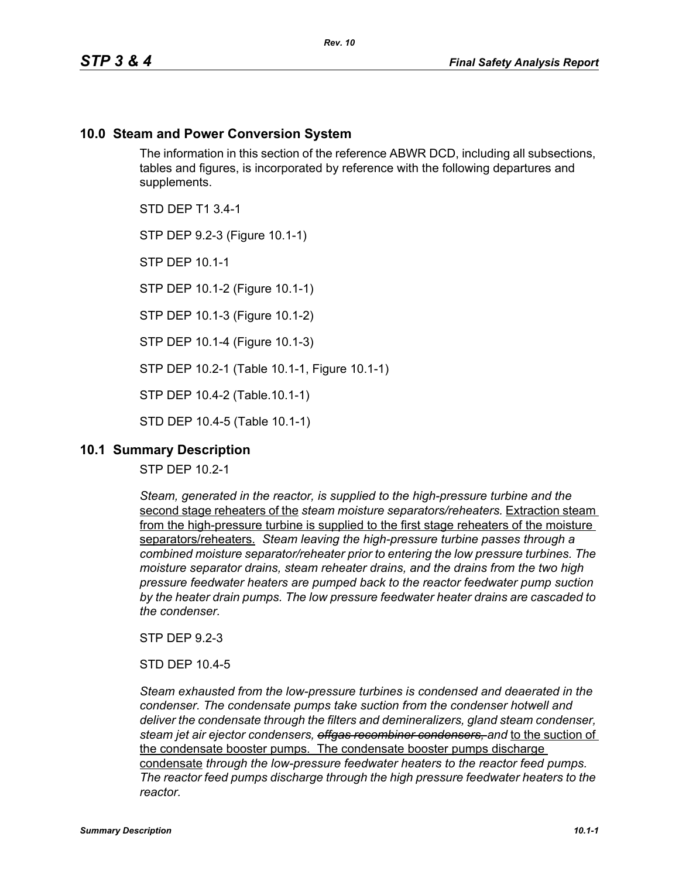## 10.0 Steam and Power Conversion System

The information in this section of the reference ABWR DCD, including all subsections, tables and figures, is incorporated by reference with the following departures and supplements.

STD DEP T1 3.4-1

STP DEP 9.2-3 (Figure 10.1-1)

STP DEP 10.1-1

STP DEP 10.1-2 (Figure 10.1-1)

STP DEP 10.1-3 (Figure 10.1-2)

STP DEP 10.1-4 (Figure 10.1-3)

STP DEP 10.2-1 (Table 10.1-1, Figure 10.1-1)

STP DEP 10.4-2 (Table.10.1-1)

STD DEP 10.4-5 (Table 10.1-1)

## 10.1 Summary Description

STP DEP 10.2-1

*Steam, generated in the reactor, is supplied to the high-pressure turbine and the* second stage reheaters of the *steam moisture separators/reheaters.* Extraction steam from the high-pressure turbine is supplied to the first stage reheaters of the moisture separators/reheaters. *Steam leaving the high-pressure turbine passes through a combined moisture separator/reheater prior to entering the low pressure turbines. The moisture separator drains, steam reheater drains, and the drains from the two high pressure feedwater heaters are pumped back to the reactor feedwater pump suction by the heater drain pumps. The low pressure feedwater heater drains are cascaded to the condenser.*

STP DEP 9.2-3

STD DEP 10.4-5

*Steam exhausted from the low-pressure turbines is condensed and deaerated in the condenser. The condensate pumps take suction from the condenser hotwell and deliver the condensate through the filters and demineralizers, gland steam condenser, steam jet air ejector condensers, ~~offgas recombiner condensers,~~ and* to the suction of the condensate booster pumps. The condensate booster pumps discharge condensate *through the low-pressure feedwater heaters to the reactor feed pumps. The reactor feed pumps discharge through the high pressure feedwater heaters to the reactor.*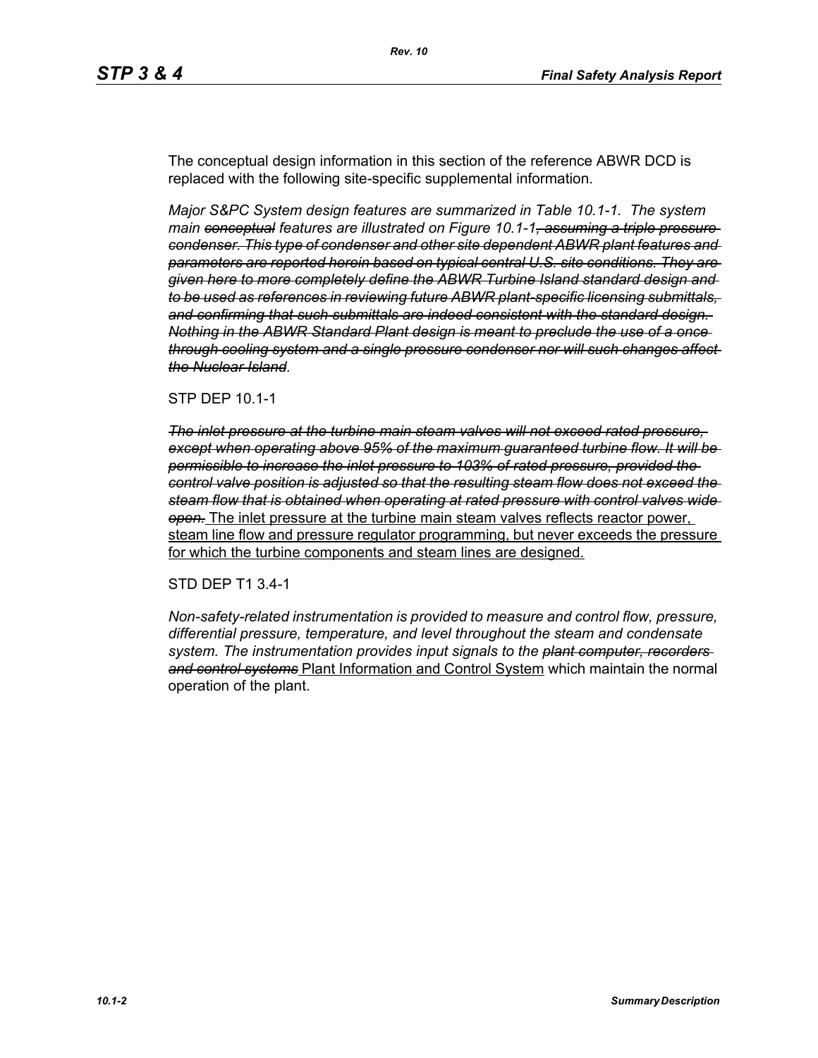The conceptual design information in this section of the reference ABWR DCD is replaced with the following site-specific supplemental information.

*Major S&PC System design features are summarized in Table 10.1-1. The system main ~~conceptual~~ features are illustrated on Figure 10.1-1~~, assuming a triple pressure condenser. This type of condenser and other site dependent ABWR plant features and parameters are reported herein based on typical central U.S. site conditions. They are given here to more completely define the ABWR Turbine Island standard design and to be used as references in reviewing future ABWR plant-specific licensing submittals, and confirming that such submittals are indeed consistent with the standard design. Nothing in the ABWR Standard Plant design is meant to preclude the use of a once through cooling system and a single pressure condenser nor will such changes affect the Nuclear Island~~.*

STP DEP 10.1-1

*~~The inlet pressure at the turbine main steam valves will not exceed rated pressure, except when operating above 95% of the maximum guaranteed turbine flow. It will be permissible to increase the inlet pressure to 103% of rated pressure, provided the control valve position is adjusted so that the resulting steam flow does not exceed the steam flow that is obtained when operating at rated pressure with control valves wide open.~~* <u>The inlet pressure at the turbine main steam valves reflects reactor power, steam line flow and pressure regulator programming, but never exceeds the pressure for which the turbine components and steam lines are designed.</u>

STD DEP T1 3.4-1

*Non-safety-related instrumentation is provided to measure and control flow, pressure, differential pressure, temperature, and level throughout the steam and condensate system. The instrumentation provides input signals to the ~~plant computer, recorders and control systems~~* <u>Plant Information and Control System</u> which maintain the normal operation of the plant.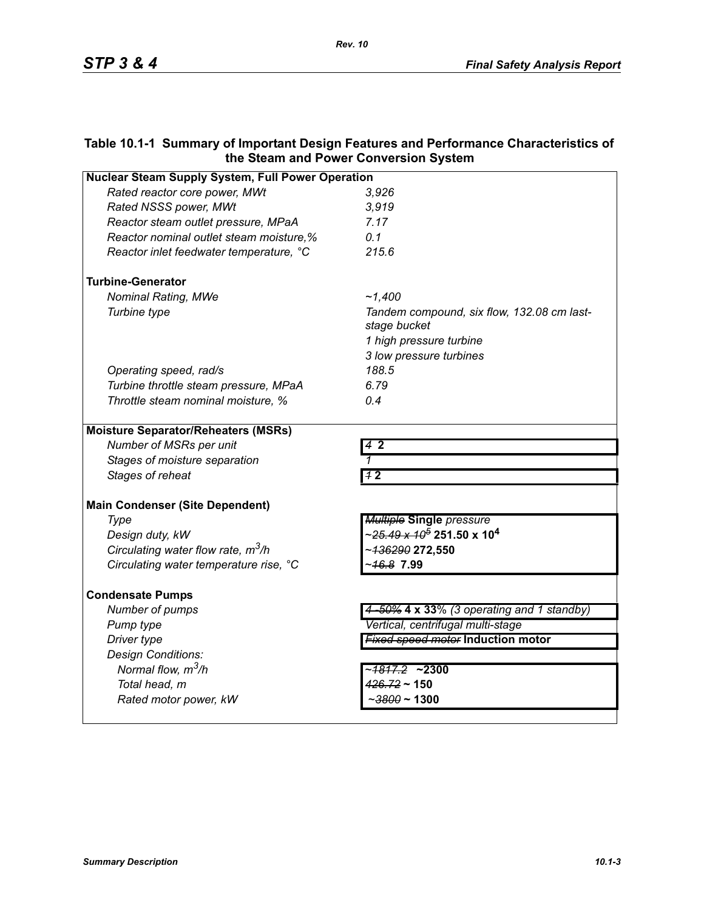**Table 10.1-1 Summary of Important Design Features and Performance Characteristics of the Steam and Power Conversion System**

| Parameter | Value |
|---|---|
| **Nuclear Steam Supply System, Full Power Operation** | |
| *Rated reactor core power, MWt* | *3,926* |
| *Rated NSSS power, MWt* | *3,919* |
| *Reactor steam outlet pressure, MPaA* | *7.17* |
| *Reactor nominal outlet steam moisture,%* | *0.1* |
| *Reactor inlet feedwater temperature, °C* | *215.6* |
| **Turbine-Generator** | |
| *Nominal Rating, MWe* | *~1,400* |
| *Turbine type* | *Tandem compound, six flow, 132.08 cm last-stage bucket*<br>*1 high pressure turbine*<br>*3 low pressure turbines* |
| *Operating speed, rad/s* | *188.5* |
| *Turbine throttle steam pressure, MPaA* | *6.79* |
| *Throttle steam nominal moisture, %* | *0.4* |
| **Moisture Separator/Reheaters (MSRs)** | |
| *Number of MSRs per unit* | ~~*4*~~ **2** |
| *Stages of moisture separation* | *1* |
| *Stages of reheat* | ~~*1*~~ **2** |
| **Main Condenser (Site Dependent)** | |
| *Type* | ~~*Multiple*~~ **Single** *pressure* |
| *Design duty, kW* | ~~~$25.49 \times 10^5$~~ **$251.50 \times 10^4$** |
| *Circulating water flow rate, $m^3/h$* | ~~~136290~~ **272,550** |
| *Circulating water temperature rise, °C* | ~~~16.8~~ **7.99** |
| **Condensate Pumps** | |
| *Number of pumps* | ~~*4 -50%*~~ **4 x 33**% *(3 operating and 1 standby)* |
| *Pump type* | *Vertical, centrifugal multi-stage* |
| *Driver type* | ~~*Fixed speed motor*~~ **Induction motor** |
| *Design Conditions:* | |
| *Normal flow, $m^3/h$* | ~~~1817.2~~ **~2300** |
| *Total head, m* | ~~*426.72*~~ **~ 150** |
| *Rated motor power, kW* | ~~~3800~~ **~ 1300** |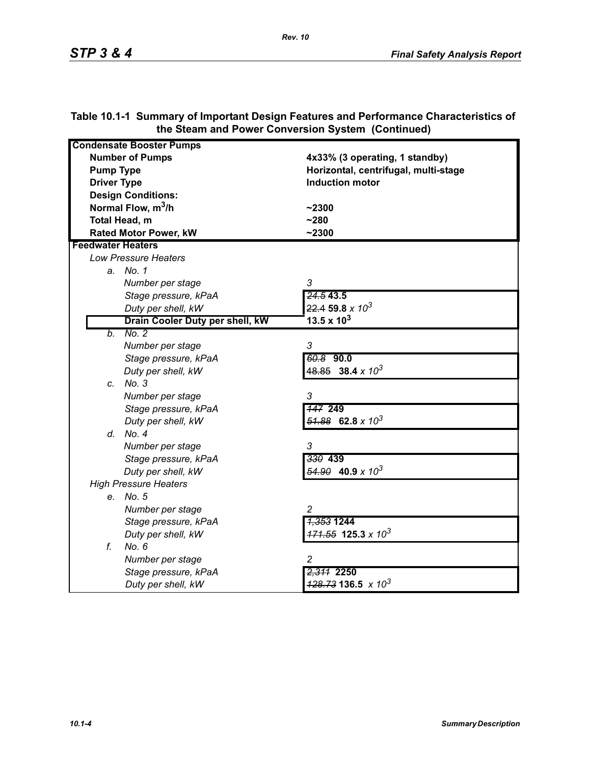**Table 10.1-1 Summary of Important Design Features and Performance Characteristics of the Steam and Power Conversion System (Continued)**

| | |
|---|---|
| **Condensate Booster Pumps** | |
| **Number of Pumps** | **4x33% (3 operating, 1 standby)** |
| **Pump Type** | **Horizontal, centrifugal, multi-stage** |
| **Driver Type** | **Induction motor** |
| **Design Conditions:** | |
| **Normal Flow, $m^3$/h** | **~2300** |
| **Total Head, m** | **~280** |
| **Rated Motor Power, kW** | **~2300** |
| **Feedwater Heaters** | |
| *Low Pressure Heaters* | |
| *a. No. 1* | |
| *Number per stage* | *3* |
| *Stage pressure, kPaA* | ~~*24.5*~~ **43.5** |
| *Duty per shell, kW* | ~~22.4~~ **59.8** *x $10^3$* |
| **Drain Cooler Duty per shell, kW** | **13.5 x $10^3$** |
| *b. No. 2* | |
| *Number per stage* | *3* |
| *Stage pressure, kPaA* | ~~*60.8*~~ **90.0** |
| *Duty per shell, kW* | ~~48.85~~ **38.4** *x $10^3$* |
| *c. No. 3* | |
| *Number per stage* | *3* |
| *Stage pressure, kPaA* | ~~*147*~~ **249** |
| *Duty per shell, kW* | ~~*51.88*~~ **62.8** *x $10^3$* |
| *d. No. 4* | |
| *Number per stage* | *3* |
| *Stage pressure, kPaA* | ~~*330*~~ **439** |
| *Duty per shell, kW* | ~~*54.90*~~ **40.9** *x $10^3$* |
| *High Pressure Heaters* | |
| *e. No. 5* | |
| *Number per stage* | *2* |
| *Stage pressure, kPaA* | ~~*1,353*~~ **1244** |
| *Duty per shell, kW* | ~~*171.55*~~ **125.3** *x $10^3$* |
| *f. No. 6* | |
| *Number per stage* | *2* |
| *Stage pressure, kPaA* | ~~*2,311*~~ **2250** |
| *Duty per shell, kW* | ~~*128.73*~~ **136.5** *x $10^3$* |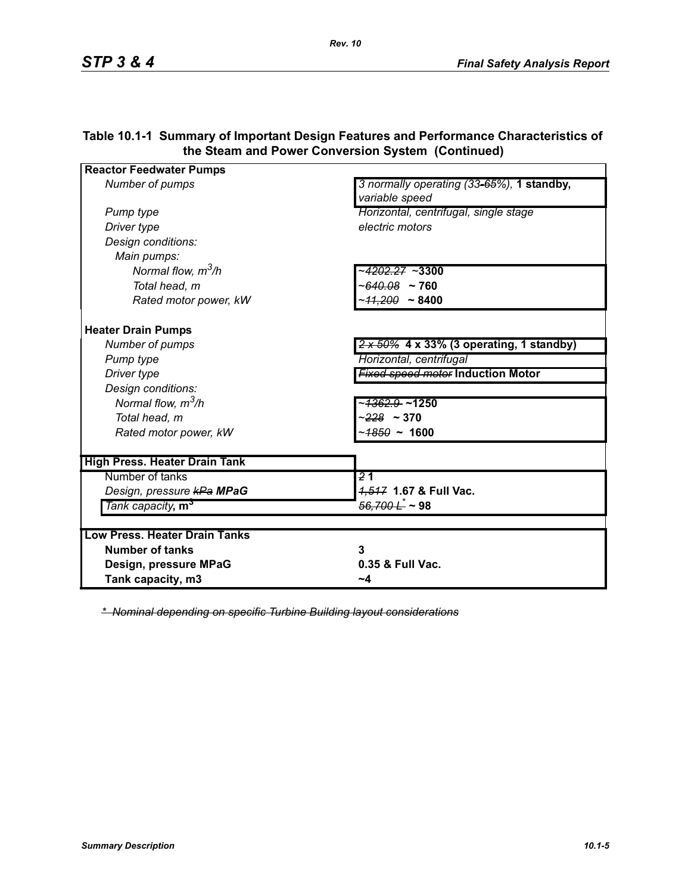**Table 10.1-1 Summary of Important Design Features and Performance Characteristics of the Steam and Power Conversion System (Continued)**

| | |
|---|---|
| **Reactor Feedwater Pumps** | |
| *Number of pumps* | *3 normally operating (33-~~65%~~),* **1 standby,** *variable speed* |
| *Pump type* | *Horizontal, centrifugal, single stage* |
| *Driver type* | *electric motors* |
| *Design conditions:* | |
| *Main pumps:* | |
| *Normal flow, $m^3/h$* | *~~~4202.27~~* **~3300** |
| *Total head, m* | *~~~640.08~~* **~ 760** |
| *Rated motor power, kW* | *~~~11,200~~* **~ 8400** |
| | |
| **Heater Drain Pumps** | |
| *Number of pumps* | *~~2 x 50%~~* **4 x 33% (3 operating, 1 standby)** |
| *Pump type* | *Horizontal, centrifugal* |
| *Driver type* | *~~Fixed speed motor~~* **Induction Motor** |
| *Design conditions:* | |
| *Normal flow, $m^3/h$* | *~~~1362.9~~* **~1250** |
| *Total head, m* | *~~~228~~* **~ 370** |
| *Rated motor power, kW* | *~~~1850~~* **~ 1600** |
| | |
| **High Press. Heater Drain Tank** | |
| Number of tanks | *~~2~~* **1** |
| *Design, pressure ~~kPa~~* ***MPaG*** | *~~1,517~~* **1.67 & Full Vac.** |
| *Tank capacity*, **$m^3$** | *~~56,700 L*~~* **~ 98** |
| | |
| **Low Press. Heater Drain Tanks** | |
| **Number of tanks** | **3** |
| **Design, pressure MPaG** | **0.35 & Full Vac.** |
| **Tank capacity, m3** | **~4** |

~~*\* Nominal depending on specific Turbine Building layout considerations*~~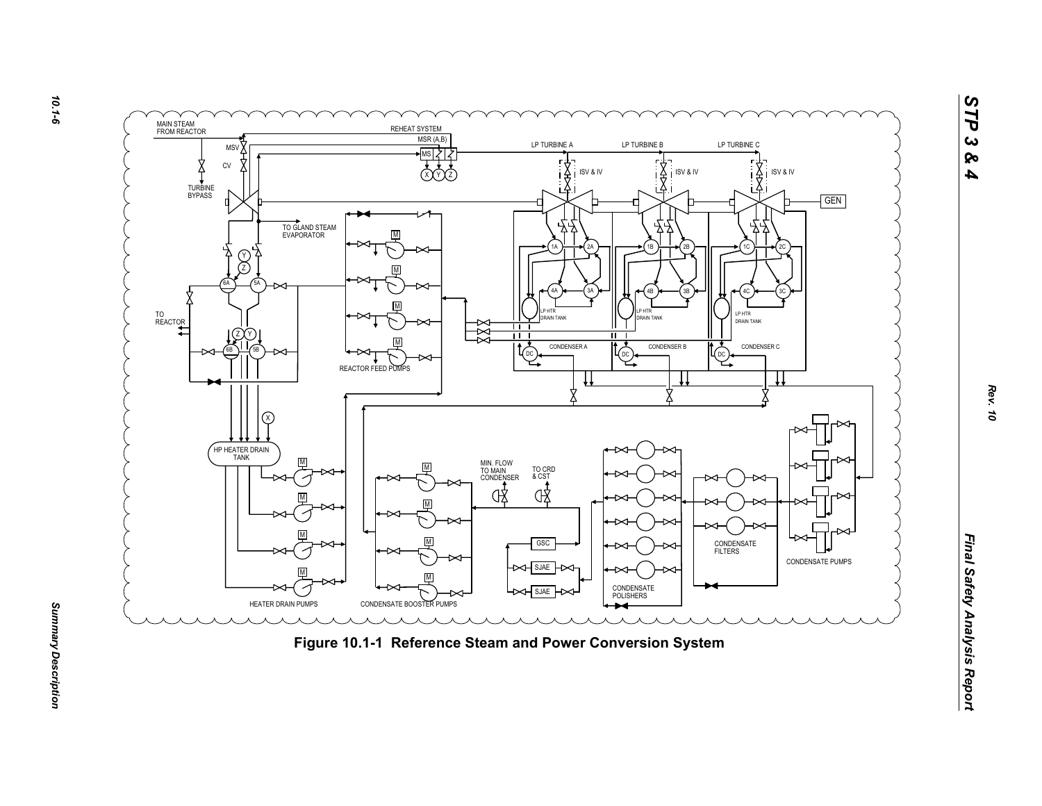**Figure 10.1-1 Reference Steam and Power Conversion System**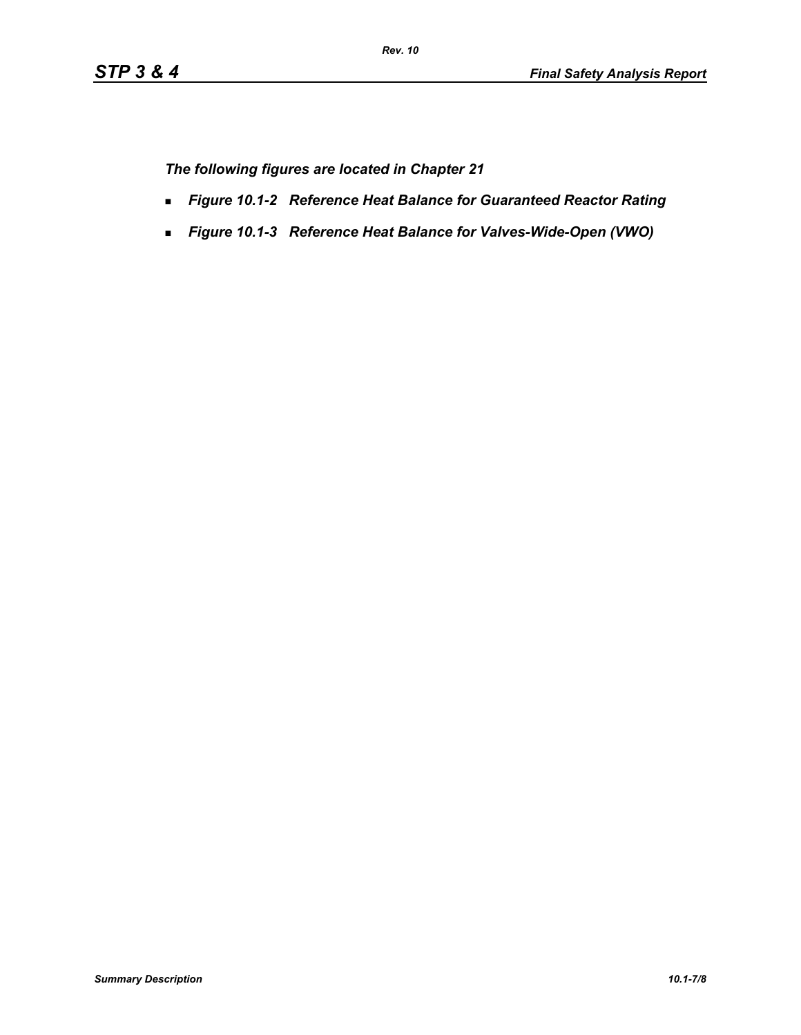*The following figures are located in Chapter 21*

- ***Figure 10.1-2 Reference Heat Balance for Guaranteed Reactor Rating***
- ***Figure 10.1-3 Reference Heat Balance for Valves-Wide-Open (VWO)***